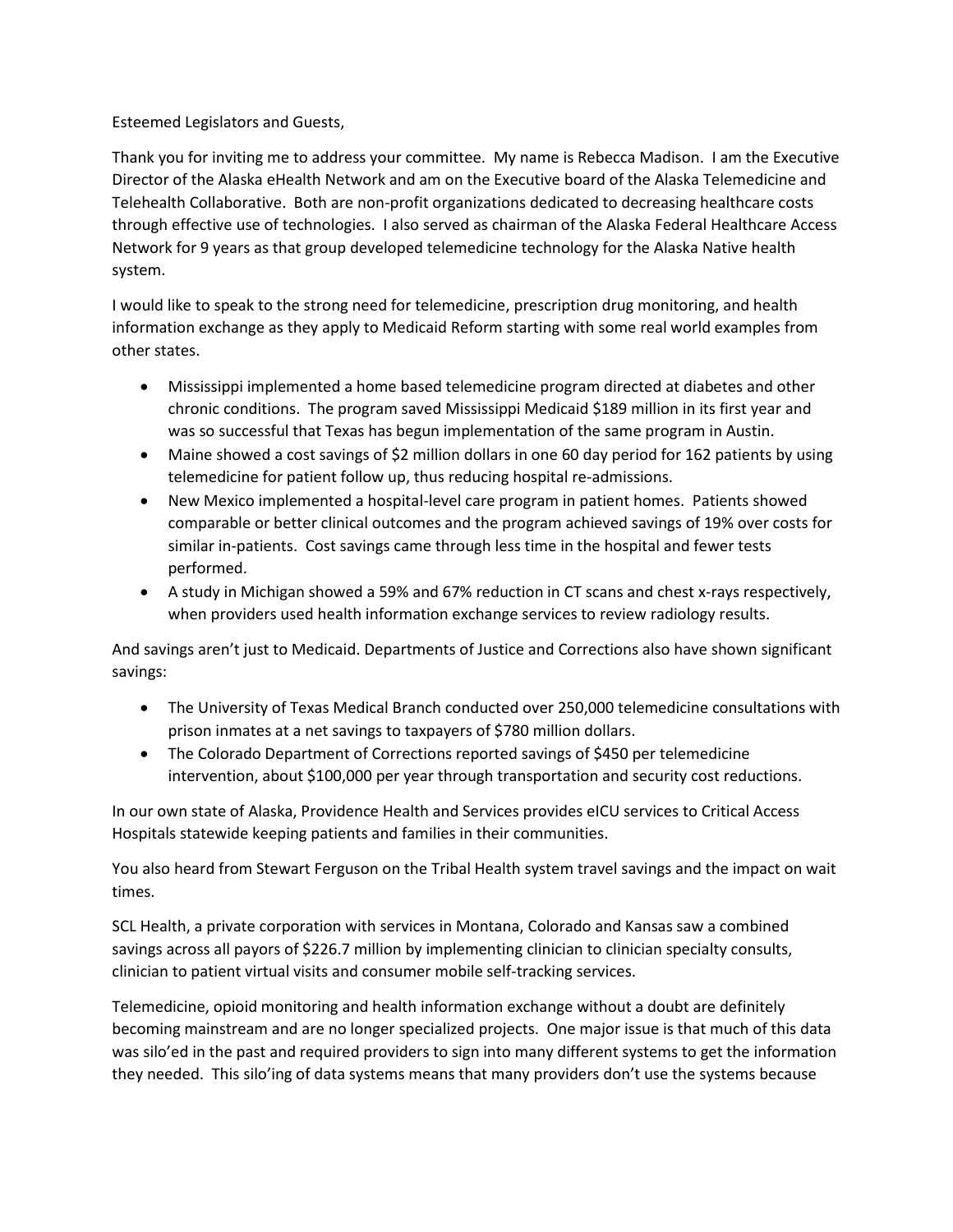Esteemed Legislators and Guests,

Thank you for inviting me to address your committee. My name is Rebecca Madison. I am the Executive Director of the Alaska eHealth Network and am on the Executive board of the Alaska Telemedicine and Telehealth Collaborative. Both are non-profit organizations dedicated to decreasing healthcare costs through effective use of technologies. I also served as chairman of the Alaska Federal Healthcare Access Network for 9 years as that group developed telemedicine technology for the Alaska Native health system.

I would like to speak to the strong need for telemedicine, prescription drug monitoring, and health information exchange as they apply to Medicaid Reform starting with some real world examples from other states.

- Mississippi implemented a home based telemedicine program directed at diabetes and other chronic conditions. The program saved Mississippi Medicaid $189 million in its first year and was so successful that Texas has begun implementation of the same program in Austin.
- Maine showed a cost savings of $2 million dollars in one 60 day period for 162 patients by using telemedicine for patient follow up, thus reducing hospital re-admissions.
- New Mexico implemented a hospital-level care program in patient homes. Patients showed comparable or better clinical outcomes and the program achieved savings of 19% over costs for similar in-patients. Cost savings came through less time in the hospital and fewer tests performed.
- A study in Michigan showed a 59% and 67% reduction in CT scans and chest x-rays respectively, when providers used health information exchange services to review radiology results.

And savings aren't just to Medicaid. Departments of Justice and Corrections also have shown significant savings:

- The University of Texas Medical Branch conducted over 250,000 telemedicine consultations with prison inmates at a net savings to taxpayers of $780 million dollars.
- The Colorado Department of Corrections reported savings of $450 per telemedicine intervention, about $100,000 per year through transportation and security cost reductions.

In our own state of Alaska, Providence Health and Services provides eICU services to Critical Access Hospitals statewide keeping patients and families in their communities.

You also heard from Stewart Ferguson on the Tribal Health system travel savings and the impact on wait times.

SCL Health, a private corporation with services in Montana, Colorado and Kansas saw a combined savings across all payors of $226.7 million by implementing clinician to clinician specialty consults, clinician to patient virtual visits and consumer mobile self-tracking services.

Telemedicine, opioid monitoring and health information exchange without a doubt are definitely becoming mainstream and are no longer specialized projects. One major issue is that much of this data was silo'ed in the past and required providers to sign into many different systems to get the information they needed. This silo'ing of data systems means that many providers don't use the systems because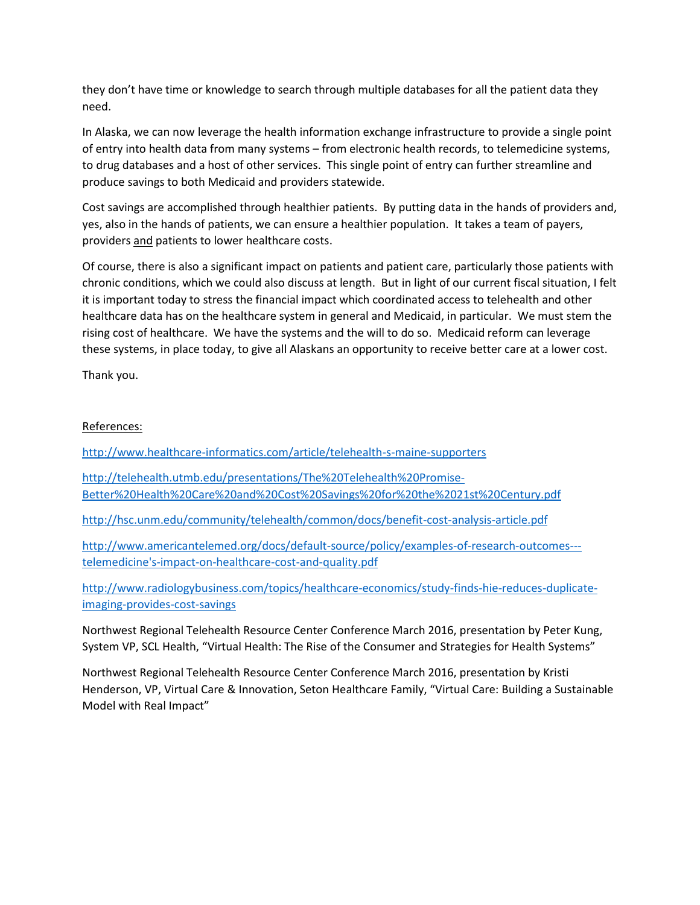they don't have time or knowledge to search through multiple databases for all the patient data they need.

In Alaska, we can now leverage the health information exchange infrastructure to provide a single point of entry into health data from many systems – from electronic health records, to telemedicine systems, to drug databases and a host of other services. This single point of entry can further streamline and produce savings to both Medicaid and providers statewide.

Cost savings are accomplished through healthier patients. By putting data in the hands of providers and, yes, also in the hands of patients, we can ensure a healthier population. It takes a team of payers, providers and patients to lower healthcare costs.

Of course, there is also a significant impact on patients and patient care, particularly those patients with chronic conditions, which we could also discuss at length. But in light of our current fiscal situation, I felt it is important today to stress the financial impact which coordinated access to telehealth and other healthcare data has on the healthcare system in general and Medicaid, in particular. We must stem the rising cost of healthcare. We have the systems and the will to do so. Medicaid reform can leverage these systems, in place today, to give all Alaskans an opportunity to receive better care at a lower cost.

Thank you.

References:

http://www.healthcare-informatics.com/article/telehealth-s-maine-supporters

http://telehealth.utmb.edu/presentations/The%20Telehealth%20Promise-Better%20Health%20Care%20and%20Cost%20Savings%20for%20the%2021st%20Century.pdf

http://hsc.unm.edu/community/telehealth/common/docs/benefit-cost-analysis-article.pdf

http://www.americantelemed.org/docs/default-source/policy/examples-of-research-outcomes---telemedicine's-impact-on-healthcare-cost-and-quality.pdf

http://www.radiologybusiness.com/topics/healthcare-economics/study-finds-hie-reduces-duplicate-imaging-provides-cost-savings

Northwest Regional Telehealth Resource Center Conference March 2016, presentation by Peter Kung, System VP, SCL Health, "Virtual Health: The Rise of the Consumer and Strategies for Health Systems"

Northwest Regional Telehealth Resource Center Conference March 2016, presentation by Kristi Henderson, VP, Virtual Care & Innovation, Seton Healthcare Family, "Virtual Care: Building a Sustainable Model with Real Impact"